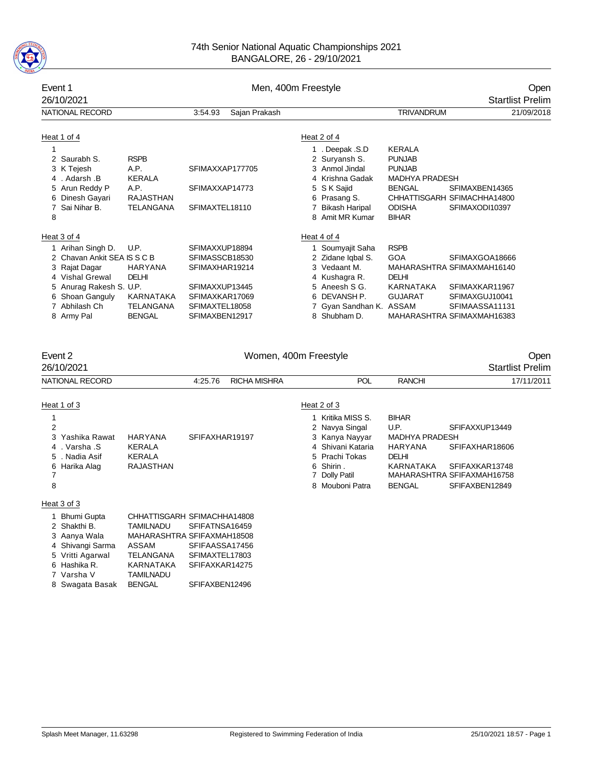# 74th Senior National Aquatic Championships 2021

BANGALORE, 26 - 29/10/2021

## Event 1 — Men, 400m Freestyle — Open

26/10/2021 — Startlist Prelim

| NATIONAL RECORD | 3:54.93 | Sajan Prakash | TRIVANDRUM | 21/09/2018 |
|---|---|---|---|---|

### Heat 1 of 4

| Lane | Name | Team | ID |
|---|---|---|---|
| 1 | | | |
| 2 | Saurabh S. | RSPB | |
| 3 | K Tejesh | A.P. | SFIMAXXAP177705 |
| 4 | . Adarsh .B | KERALA | |
| 5 | Arun Reddy P | A.P. | SFIMAXXAP14773 |
| 6 | Dinesh Gayari | RAJASTHAN | |
| 7 | Sai Nihar B. | TELANGANA | SFIMAXTEL18110 |
| 8 | | | |

### Heat 2 of 4

| Lane | Name | Team | ID |
|---|---|---|---|
| 1 | . Deepak .S.D | KERALA | |
| 2 | Suryansh S. | PUNJAB | |
| 3 | Anmol Jindal | PUNJAB | |
| 4 | Krishna Gadak | MADHYA PRADESH | |
| 5 | S K Sajid | BENGAL | SFIMAXBEN14365 |
| 6 | Prasang S. | CHHATTISGARH | SFIMACHHA14800 |
| 7 | Bikash Haripal | ODISHA | SFIMAXODI10397 |
| 8 | Amit MR Kumar | BIHAR | |

### Heat 3 of 4

| Lane | Name | Team | ID |
|---|---|---|---|
| 1 | Arihan Singh D. | U.P. | SFIMAXXUP18894 |
| 2 | Chavan Ankit SEA | S S C B | SFIMASSCB18530 |
| 3 | Rajat Dagar | HARYANA | SFIMAXHAR19214 |
| 4 | Vishal Grewal | DELHI | |
| 5 | Anurag Rakesh S. | U.P. | SFIMAXXUP13445 |
| 6 | Shoan Ganguly | KARNATAKA | SFIMAXKAR17069 |
| 7 | Abhilash Ch | TELANGANA | SFIMAXTEL18058 |
| 8 | Army Pal | BENGAL | SFIMAXBEN12917 |

### Heat 4 of 4

| Lane | Name | Team | ID |
|---|---|---|---|
| 1 | Soumyajit Saha | RSPB | |
| 2 | Zidane Iqbal S. | GOA | SFIMAXGOA18666 |
| 3 | Vedaant M. | MAHARASHTRA | SFIMAXMAH16140 |
| 4 | Kushagra R. | DELHI | |
| 5 | Aneesh S G. | KARNATAKA | SFIMAXKAR11967 |
| 6 | DEVANSH P. | GUJARAT | SFIMAXGUJ10041 |
| 7 | Gyan Sandhan K. | ASSAM | SFIMAASSA11131 |
| 8 | Shubham D. | MAHARASHTRA | SFIMAXMAH16383 |

## Event 2 — Women, 400m Freestyle — Open

26/10/2021 — Startlist Prelim

| NATIONAL RECORD | 4:25.76 | RICHA MISHRA | POL | RANCHI | 17/11/2011 |
|---|---|---|---|---|---|

### Heat 1 of 3

| Lane | Name | Team | ID |
|---|---|---|---|
| 1 | | | |
| 2 | | | |
| 3 | Yashika Rawat | HARYANA | SFIFAXHAR19197 |
| 4 | . Varsha .S | KERALA | |
| 5 | . Nadia Asif | KERALA | |
| 6 | Harika Alag | RAJASTHAN | |
| 7 | | | |
| 8 | | | |

### Heat 2 of 3

| Lane | Name | Team | ID |
|---|---|---|---|
| 1 | Kritika MISS S. | BIHAR | |
| 2 | Navya Singal | U.P. | SFIFAXXUP13449 |
| 3 | Kanya Nayyar | MADHYA PRADESH | |
| 4 | Shivani Kataria | HARYANA | SFIFAXHAR18606 |
| 5 | Prachi Tokas | DELHI | |
| 6 | Shirin . | KARNATAKA | SFIFAXKAR13748 |
| 7 | Dolly Patil | MAHARASHTRA | SFIFAXMAH16758 |
| 8 | Mouboni Patra | BENGAL | SFIFAXBEN12849 |

### Heat 3 of 3

| Lane | Name | Team | ID |
|---|---|---|---|
| 1 | Bhumi Gupta | CHHATTISGARH | SFIMACHHA14808 |
| 2 | Shakthi B. | TAMILNADU | SFIFATNSA16459 |
| 3 | Aanya Wala | MAHARASHTRA | SFIFAXMAH18508 |
| 4 | Shivangi Sarma | ASSAM | SFIFAASSA17456 |
| 5 | Vritti Agarwal | TELANGANA | SFIMAXTEL17803 |
| 6 | Hashika R. | KARNATAKA | SFIFAXKAR14275 |
| 7 | Varsha V | TAMILNADU | |
| 8 | Swagata Basak | BENGAL | SFIFAXBEN12496 |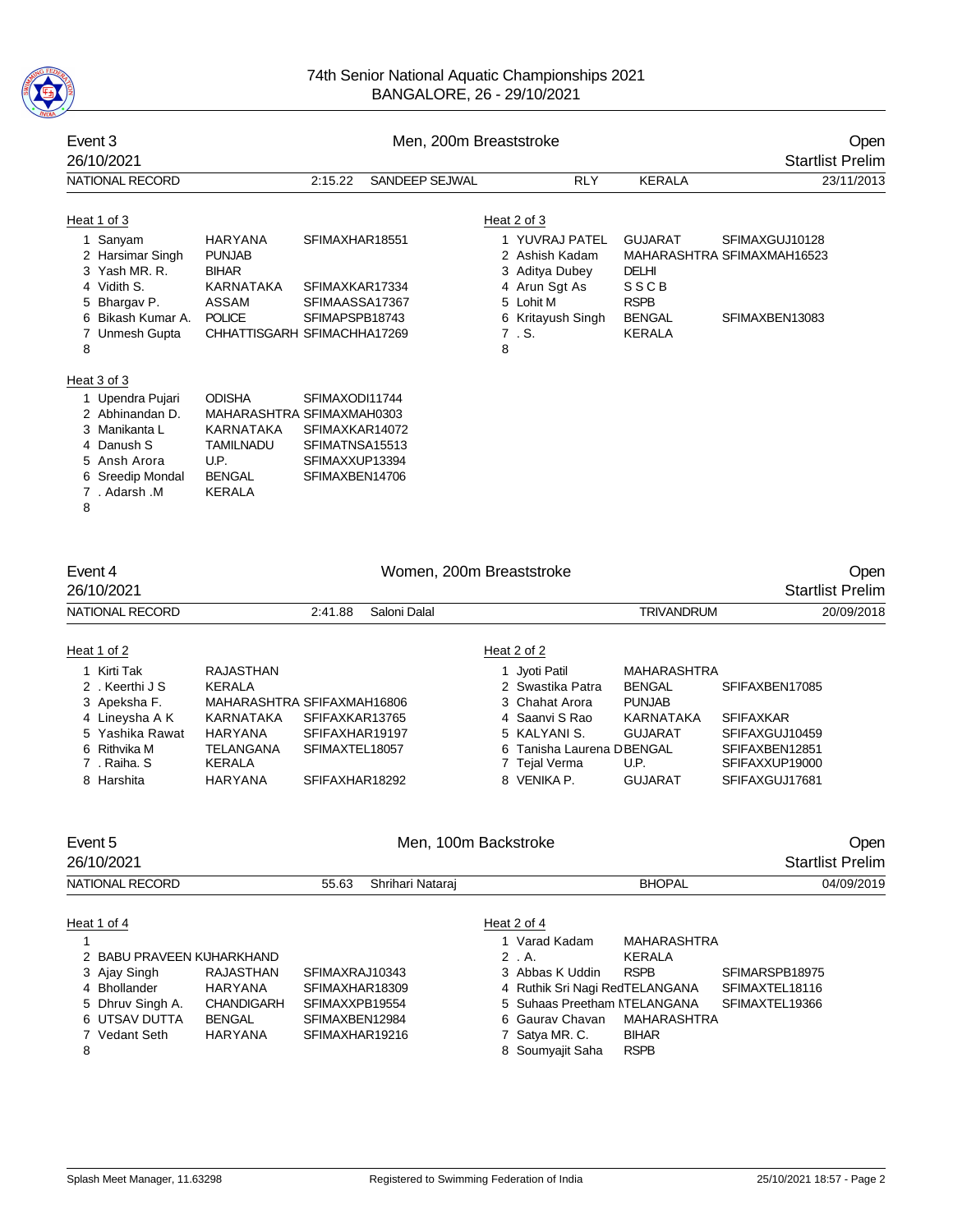# 74th Senior National Aquatic Championships 2021

BANGALORE, 26 - 29/10/2021

## Event 3 — Men, 200m Breaststroke — Open

26/10/2021 — Startlist Prelim

| NATIONAL RECORD | 2:15.22 | SANDEEP SEJWAL | RLY | KERALA | 23/11/2013 |
|---|---|---|---|---|---|

**Heat 1 of 3**

| Lane | Name | Team | ID |
|---|---|---|---|
| 1 | Sanyam | HARYANA | SFIMAXHAR18551 |
| 2 | Harsimar Singh | PUNJAB | |
| 3 | Yash MR. R. | BIHAR | |
| 4 | Vidith S. | KARNATAKA | SFIMAXKAR17334 |
| 5 | Bhargav P. | ASSAM | SFIMAASSA17367 |
| 6 | Bikash Kumar A. | POLICE | SFIMAPSPB18743 |
| 7 | Unmesh Gupta | CHHATTISGARH | SFIMACHHA17269 |
| 8 | | | |

**Heat 2 of 3**

| Lane | Name | Team | ID |
|---|---|---|---|
| 1 | YUVRAJ PATEL | GUJARAT | SFIMAXGUJ10128 |
| 2 | Ashish Kadam | MAHARASHTRA | SFIMAXMAH16523 |
| 3 | Aditya Dubey | DELHI | |
| 4 | Arun Sgt As | S S C B | |
| 5 | Lohit M | RSPB | |
| 6 | Kritayush Singh | BENGAL | SFIMAXBEN13083 |
| 7 | . S. | KERALA | |
| 8 | | | |

**Heat 3 of 3**

| Lane | Name | Team | ID |
|---|---|---|---|
| 1 | Upendra Pujari | ODISHA | SFIMAXODI11744 |
| 2 | Abhinandan D. | MAHARASHTRA | SFIMAXMAH0303 |
| 3 | Manikanta L | KARNATAKA | SFIMAXKAR14072 |
| 4 | Danush S | TAMILNADU | SFIMATNSA15513 |
| 5 | Ansh Arora | U.P. | SFIMAXXUP13394 |
| 6 | Sreedip Mondal | BENGAL | SFIMAXBEN14706 |
| 7 | . Adarsh .M | KERALA | |
| 8 | | | |

## Event 4 — Women, 200m Breaststroke — Open

26/10/2021 — Startlist Prelim

| NATIONAL RECORD | 2:41.88 | Saloni Dalal | TRIVANDRUM | 20/09/2018 |
|---|---|---|---|---|

**Heat 1 of 2**

| Lane | Name | Team | ID |
|---|---|---|---|
| 1 | Kirti Tak | RAJASTHAN | |
| 2 | . Keerthi J S | KERALA | |
| 3 | Apeksha F. | MAHARASHTRA | SFIFAXMAH16806 |
| 4 | Lineysha A K | KARNATAKA | SFIFAXKAR13765 |
| 5 | Yashika Rawat | HARYANA | SFIFAXHAR19197 |
| 6 | Rithvika M | TELANGANA | SFIMAXTEL18057 |
| 7 | . Raiha. S | KERALA | |
| 8 | Harshita | HARYANA | SFIFAXHAR18292 |

**Heat 2 of 2**

| Lane | Name | Team | ID |
|---|---|---|---|
| 1 | Jyoti Patil | MAHARASHTRA | |
| 2 | Swastika Patra | BENGAL | SFIFAXBEN17085 |
| 3 | Chahat Arora | PUNJAB | |
| 4 | Saanvi S Rao | KARNATAKA | SFIFAXKAR |
| 5 | KALYANI S. | GUJARAT | SFIFAXGUJ10459 |
| 6 | Tanisha Laurena D | BENGAL | SFIFAXBEN12851 |
| 7 | Tejal Verma | U.P. | SFIFAXXUP19000 |
| 8 | VENIKA P. | GUJARAT | SFIFAXGUJ17681 |

## Event 5 — Men, 100m Backstroke — Open

26/10/2021 — Startlist Prelim

| NATIONAL RECORD | 55.63 | Shrihari Nataraj | BHOPAL | 04/09/2019 |
|---|---|---|---|---|

**Heat 1 of 4**

| Lane | Name | Team | ID |
|---|---|---|---|
| 1 | | | |
| 2 | BABU PRAVEEN KU | JHARKHAND | |
| 3 | Ajay Singh | RAJASTHAN | SFIMAXRAJ10343 |
| 4 | Bhollander | HARYANA | SFIMAXHAR18309 |
| 5 | Dhruv Singh A. | CHANDIGARH | SFIMAXXPB19554 |
| 6 | UTSAV DUTTA | BENGAL | SFIMAXBEN12984 |
| 7 | Vedant Seth | HARYANA | SFIMAXHAR19216 |
| 8 | | | |

**Heat 2 of 4**

| Lane | Name | Team | ID |
|---|---|---|---|
| 1 | Varad Kadam | MAHARASHTRA | |
| 2 | . A. | KERALA | |
| 3 | Abbas K Uddin | RSPB | SFIMARSPB18975 |
| 4 | Ruthik Sri Nagi Red | TELANGANA | SFIMAXTEL18116 |
| 5 | Suhaas Preetham M | TELANGANA | SFIMAXTEL19366 |
| 6 | Gaurav Chavan | MAHARASHTRA | |
| 7 | Satya MR. C. | BIHAR | |
| 8 | Soumyajit Saha | RSPB | |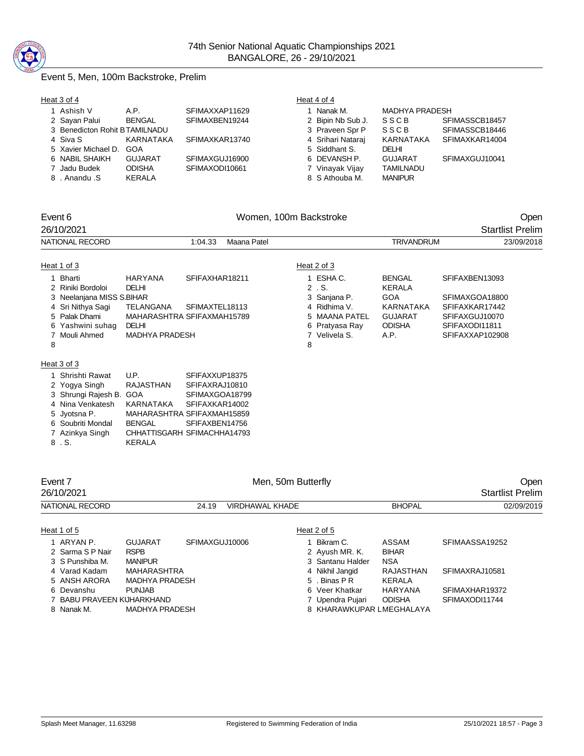## Event 5, Men, 100m Backstroke, Prelim

**Heat 3 of 4**

| Lane | Name | Team | Code |
|---|---|---|---|
| 1 | Ashish V | A.P. | SFIMAXXAP11629 |
| 2 | Sayan Palui | BENGAL | SFIMAXBEN19244 |
| 3 | Benedicton Rohit B | TAMILNADU | |
| 4 | Siva S | KARNATAKA | SFIMAXKAR13740 |
| 5 | Xavier Michael D. | GOA | |
| 6 | NABIL SHAIKH | GUJARAT | SFIMAXGUJ16900 |
| 7 | Jadu Budek | ODISHA | SFIMAXODI10661 |
| 8 | . Anandu .S | KERALA | |

**Heat 4 of 4**

| Lane | Name | Team | Code |
|---|---|---|---|
| 1 | Nanak M. | MADHYA PRADESH | |
| 2 | Bipin Nb Sub J. | S S C B | SFIMASSCB18457 |
| 3 | Praveen Spr P | S S C B | SFIMASSCB18446 |
| 4 | Srihari Nataraj | KARNATAKA | SFIMAXKAR14004 |
| 5 | Siddhant S. | DELHI | |
| 6 | DEVANSH P. | GUJARAT | SFIMAXGUJ10041 |
| 7 | Vinayak Vijay | TAMILNADU | |
| 8 | S Athouba M. | MANIPUR | |

## Event 6 — Women, 100m Backstroke — Open

26/10/2021 — Startlist Prelim

NATIONAL RECORD 1:04.33 Maana Patel TRIVANDRUM 23/09/2018

**Heat 1 of 3**

| Lane | Name | Team | Code |
|---|---|---|---|
| 1 | Bharti | HARYANA | SFIFAXHAR18211 |
| 2 | Riniki Bordoloi | DELHI | |
| 3 | Neelanjana MISS S. | BIHAR | |
| 4 | Sri Nithya Sagi | TELANGANA | SFIMAXTEL18113 |
| 5 | Palak Dhami | MAHARASHTRA | SFIFAXMAH15789 |
| 6 | Yashwini suhag | DELHI | |
| 7 | Mouli Ahmed | MADHYA PRADESH | |
| 8 | | | |

**Heat 2 of 3**

| Lane | Name | Team | Code |
|---|---|---|---|
| 1 | ESHA C. | BENGAL | SFIFAXBEN13093 |
| 2 | . S. | KERALA | |
| 3 | Sanjana P. | GOA | SFIMAXGOA18800 |
| 4 | Ridhima V. | KARNATAKA | SFIFAXKAR17442 |
| 5 | MAANA PATEL | GUJARAT | SFIFAXGUJ10070 |
| 6 | Pratyasa Ray | ODISHA | SFIFAXODI11811 |
| 7 | Velivela S. | A.P. | SFIFAXXAP102908 |
| 8 | | | |

**Heat 3 of 3**

| Lane | Name | Team | Code |
|---|---|---|---|
| 1 | Shrishti Rawat | U.P. | SFIFAXXUP18375 |
| 2 | Yogya Singh | RAJASTHAN | SFIFAXRAJ10810 |
| 3 | Shrungi Rajesh B. | GOA | SFIMAXGOA18799 |
| 4 | Nina Venkatesh | KARNATAKA | SFIFAXKAR14002 |
| 5 | Jyotsna P. | MAHARASHTRA | SFIFAXMAH15859 |
| 6 | Soubriti Mondal | BENGAL | SFIFAXBEN14756 |
| 7 | Azinkya Singh | CHHATTISGARH | SFIMACHHA14793 |
| 8 | . S. | KERALA | |

## Event 7 — Men, 50m Butterfly — Open

26/10/2021 — Startlist Prelim

NATIONAL RECORD 24.19 VIRDHAWAL KHADE BHOPAL 02/09/2019

**Heat 1 of 5**

| Lane | Name | Team | Code |
|---|---|---|---|
| 1 | ARYAN P. | GUJARAT | SFIMAXGUJ10006 |
| 2 | Sarma S P Nair | RSPB | |
| 3 | S Punshiba M. | MANIPUR | |
| 4 | Varad Kadam | MAHARASHTRA | |
| 5 | ANSH ARORA | MADHYA PRADESH | |
| 6 | Devanshu | PUNJAB | |
| 7 | BABU PRAVEEN K | JHARKHAND | |
| 8 | Nanak M. | MADHYA PRADESH | |

**Heat 2 of 5**

| Lane | Name | Team | Code |
|---|---|---|---|
| 1 | Bikram C. | ASSAM | SFIMAASSA19252 |
| 2 | Ayush MR. K. | BIHAR | |
| 3 | Santanu Halder | NSA | |
| 4 | Nikhil Jangid | RAJASTHAN | SFIMAXRAJ10581 |
| 5 | . Binas P R | KERALA | |
| 6 | Veer Khatkar | HARYANA | SFIMAXHAR19372 |
| 7 | Upendra Pujari | ODISHA | SFIMAXODI11744 |
| 8 | KHARAWKUPAR L | MEGHALAYA | |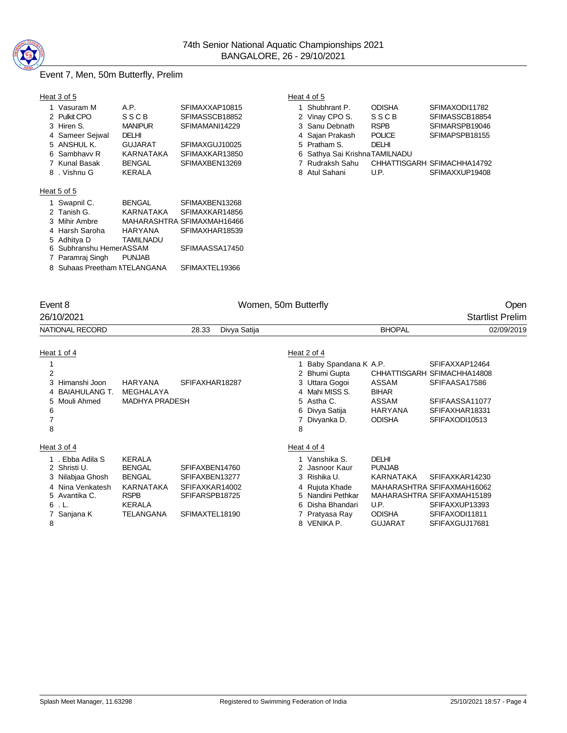## Event 7, Men, 50m Butterfly, Prelim

### Heat 3 of 5

| | Name | Team | ID |
|---|---|---|---|
| 1 | Vasuram M | A.P. | SFIMAXXAP10815 |
| 2 | Pulkit CPO | S S C B | SFIMASSCB18852 |
| 3 | Hiren S. | MANIPUR | SFIMAMANI14229 |
| 4 | Sameer Sejwal | DELHI | |
| 5 | ANSHUL K. | GUJARAT | SFIMAXGUJ10025 |
| 6 | Sambhavv R | KARNATAKA | SFIMAXKAR13850 |
| 7 | Kunal Basak | BENGAL | SFIMAXBEN13269 |
| 8 | . Vishnu G | KERALA | |

### Heat 4 of 5

| | Name | Team | ID |
|---|---|---|---|
| 1 | Shubhrant P. | ODISHA | SFIMAXODI11782 |
| 2 | Vinay CPO S. | S S C B | SFIMASSCB18854 |
| 3 | Sanu Debnath | RSPB | SFIMARSPB19046 |
| 4 | Sajan Prakash | POLICE | SFIMAPSPB18155 |
| 5 | Pratham S. | DELHI | |
| 6 | Sathya Sai Krishna | TAMILNADU | |
| 7 | Rudraksh Sahu | CHHATTISGARH | SFIMACHHA14792 |
| 8 | Atul Sahani | U.P. | SFIMAXXUP19408 |

### Heat 5 of 5

| | Name | Team | ID |
|---|---|---|---|
| 1 | Swapnil C. | BENGAL | SFIMAXBEN13268 |
| 2 | Tanish G. | KARNATAKA | SFIMAXKAR14856 |
| 3 | Mihir Ambre | MAHARASHTRA | SFIMAXMAH16466 |
| 4 | Harsh Saroha | HARYANA | SFIMAXHAR18539 |
| 5 | Adhitya D | TAMILNADU | |
| 6 | Subhranshu Hemer | ASSAM | SFIMAASSA17450 |
| 7 | Paramraj Singh | PUNJAB | |
| 8 | Suhaas Preetham M | TELANGANA | SFIMAXTEL19366 |

## Event 8 — Women, 50m Butterfly — Open

26/10/2021 — Startlist Prelim

| NATIONAL RECORD | 28.33 | Divya Satija | BHOPAL | 02/09/2019 |
|---|---|---|---|---|

### Heat 1 of 4

| | Name | Team | ID |
|---|---|---|---|
| 1 | | | |
| 2 | | | |
| 3 | Himanshi Joon | HARYANA | SFIFAXHAR18287 |
| 4 | BAIAHULANG T. | MEGHALAYA | |
| 5 | Mouli Ahmed | MADHYA PRADESH | |
| 6 | | | |
| 7 | | | |
| 8 | | | |

### Heat 2 of 4

| | Name | Team | ID |
|---|---|---|---|
| 1 | Baby Spandana K | A.P. | SFIFAXXAP12464 |
| 2 | Bhumi Gupta | CHHATTISGARH | SFIMACHHA14808 |
| 3 | Uttara Gogoi | ASSAM | SFIFAASA17586 |
| 4 | Mahi MISS S. | BIHAR | |
| 5 | Astha C. | ASSAM | SFIFAASSA11077 |
| 6 | Divya Satija | HARYANA | SFIFAXHAR18331 |
| 7 | Divyanka D. | ODISHA | SFIFAXODI10513 |
| 8 | | | |

### Heat 3 of 4

| | Name | Team | ID |
|---|---|---|---|
| 1 | . Ebba Adila S | KERALA | |
| 2 | Shristi U. | BENGAL | SFIFAXBEN14760 |
| 3 | Nilabjaa Ghosh | BENGAL | SFIFAXBEN13277 |
| 4 | Nina Venkatesh | KARNATAKA | SFIFAXKAR14002 |
| 5 | Avantika C. | RSPB | SFIFARSPB18725 |
| 6 | . L. | KERALA | |
| 7 | Sanjana K | TELANGANA | SFIMAXTEL18190 |
| 8 | | | |

### Heat 4 of 4

| | Name | Team | ID |
|---|---|---|---|
| 1 | Vanshika S. | DELHI | |
| 2 | Jasnoor Kaur | PUNJAB | |
| 3 | Rishika U. | KARNATAKA | SFIFAXKAR14230 |
| 4 | Rujuta Khade | MAHARASHTRA | SFIFAXMAH16062 |
| 5 | Nandini Pethkar | MAHARASHTRA | SFIFAXMAH15189 |
| 6 | Disha Bhandari | U.P. | SFIFAXXUP13393 |
| 7 | Pratyasa Ray | ODISHA | SFIFAXODI11811 |
| 8 | VENIKA P. | GUJARAT | SFIFAXGUJ17681 |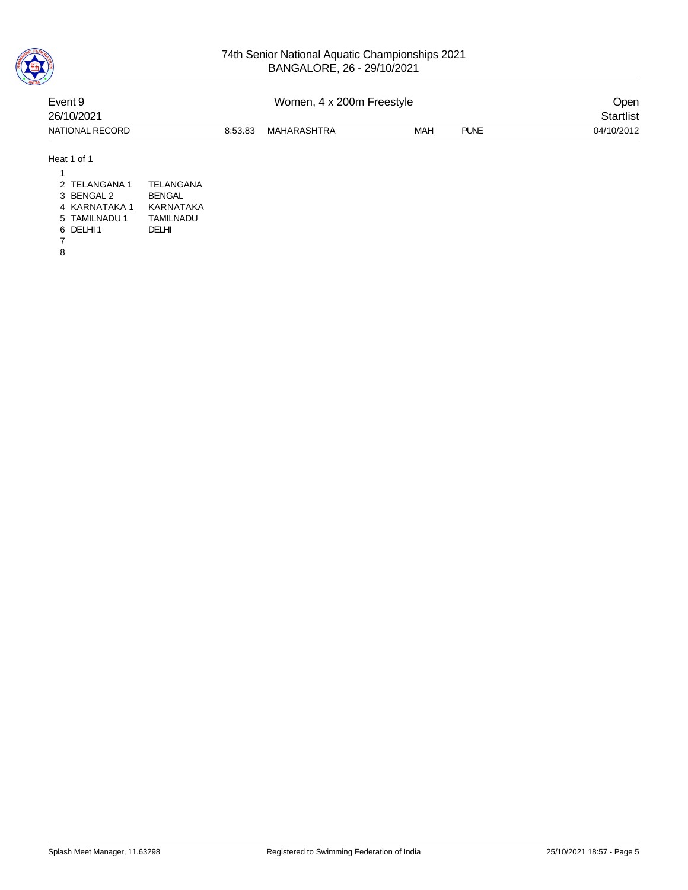# 74th Senior National Aquatic Championships 2021
BANGALORE, 26 - 29/10/2021

| Event 9 | Women, 4 x 200m Freestyle | Open |
|---|---|---|
| 26/10/2021 | | Startlist |

| NATIONAL RECORD | 8:53.83 | MAHARASHTRA | MAH | PUNE | 04/10/2012 |
|---|---|---|---|---|---|

Heat 1 of 1

| | | |
|---|---|---|
| 1 | | |
| 2 | TELANGANA 1 | TELANGANA |
| 3 | BENGAL 2 | BENGAL |
| 4 | KARNATAKA 1 | KARNATAKA |
| 5 | TAMILNADU 1 | TAMILNADU |
| 6 | DELHI 1 | DELHI |
| 7 | | |
| 8 | | |

Splash Meet Manager, 11.63298 Registered to Swimming Federation of India 25/10/2021 18:57